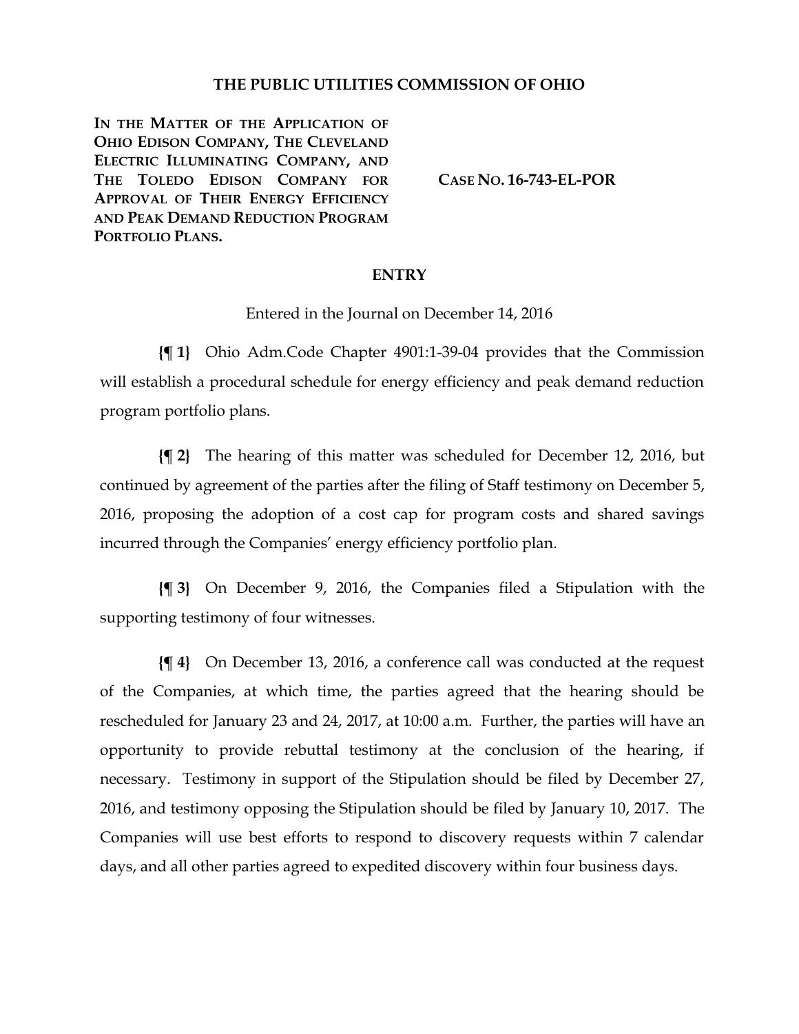# THE PUBLIC UTILITIES COMMISSION OF OHIO

**IN THE MATTER OF THE APPLICATION OF OHIO EDISON COMPANY, THE CLEVELAND ELECTRIC ILLUMINATING COMPANY, AND THE TOLEDO EDISON COMPANY FOR APPROVAL OF THEIR ENERGY EFFICIENCY AND PEAK DEMAND REDUCTION PROGRAM PORTFOLIO PLANS.**

**CASE NO. 16-743-EL-POR**

## ENTRY

Entered in the Journal on December 14, 2016

**{¶ 1}** Ohio Adm.Code Chapter 4901:1-39-04 provides that the Commission will establish a procedural schedule for energy efficiency and peak demand reduction program portfolio plans.

**{¶ 2}** The hearing of this matter was scheduled for December 12, 2016, but continued by agreement of the parties after the filing of Staff testimony on December 5, 2016, proposing the adoption of a cost cap for program costs and shared savings incurred through the Companies' energy efficiency portfolio plan.

**{¶ 3}** On December 9, 2016, the Companies filed a Stipulation with the supporting testimony of four witnesses.

**{¶ 4}** On December 13, 2016, a conference call was conducted at the request of the Companies, at which time, the parties agreed that the hearing should be rescheduled for January 23 and 24, 2017, at 10:00 a.m. Further, the parties will have an opportunity to provide rebuttal testimony at the conclusion of the hearing, if necessary. Testimony in support of the Stipulation should be filed by December 27, 2016, and testimony opposing the Stipulation should be filed by January 10, 2017. The Companies will use best efforts to respond to discovery requests within 7 calendar days, and all other parties agreed to expedited discovery within four business days.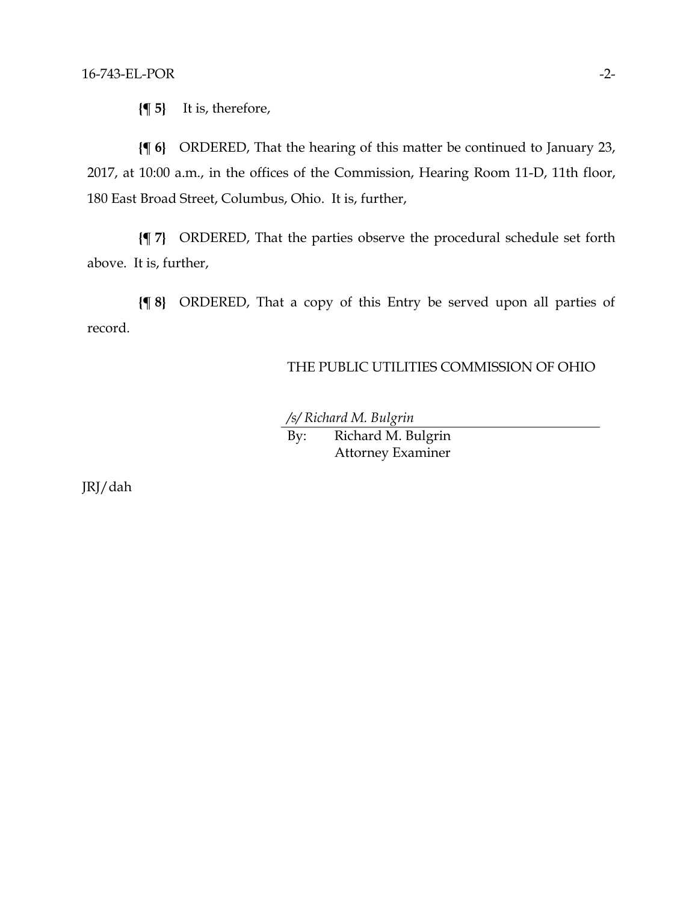**{¶ 5}** It is, therefore,

**{¶ 6}** ORDERED, That the hearing of this matter be continued to January 23, 2017, at 10:00 a.m., in the offices of the Commission, Hearing Room 11-D, 11th floor, 180 East Broad Street, Columbus, Ohio. It is, further,

**{¶ 7}** ORDERED, That the parties observe the procedural schedule set forth above. It is, further,

**{¶ 8}** ORDERED, That a copy of this Entry be served upon all parties of record.

THE PUBLIC UTILITIES COMMISSION OF OHIO

*/s/ Richard M. Bulgrin*

By: Richard M. Bulgrin
Attorney Examiner

JRJ/dah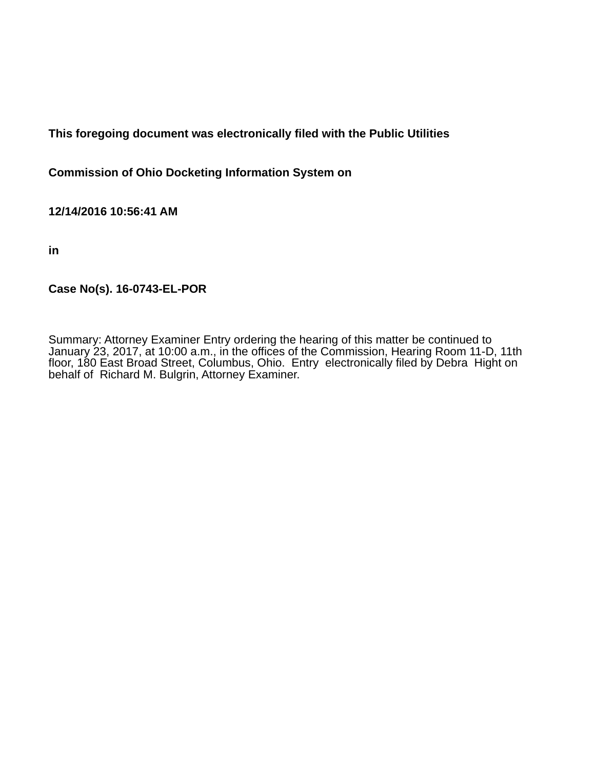**This foregoing document was electronically filed with the Public Utilities**

**Commission of Ohio Docketing Information System on**

**12/14/2016 10:56:41 AM**

**in**

**Case No(s). 16-0743-EL-POR**

Summary: Attorney Examiner Entry ordering the hearing of this matter be continued to January 23, 2017, at 10:00 a.m., in the offices of the Commission, Hearing Room 11-D, 11th floor, 180 East Broad Street, Columbus, Ohio. Entry electronically filed by Debra Hight on behalf of Richard M. Bulgrin, Attorney Examiner.